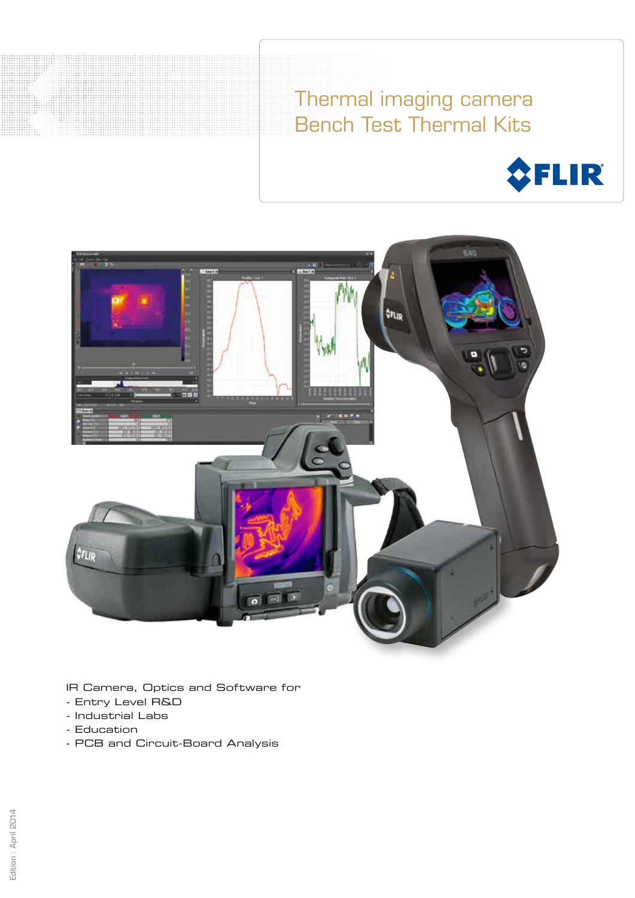# Thermal imaging camera
# Bench Test Thermal Kits

FLIR

IR Camera, Optics and Software for

- Entry Level R&D
- Industrial Labs
- Education
- PCB and Circuit-Board Analysis

Edition : April 2014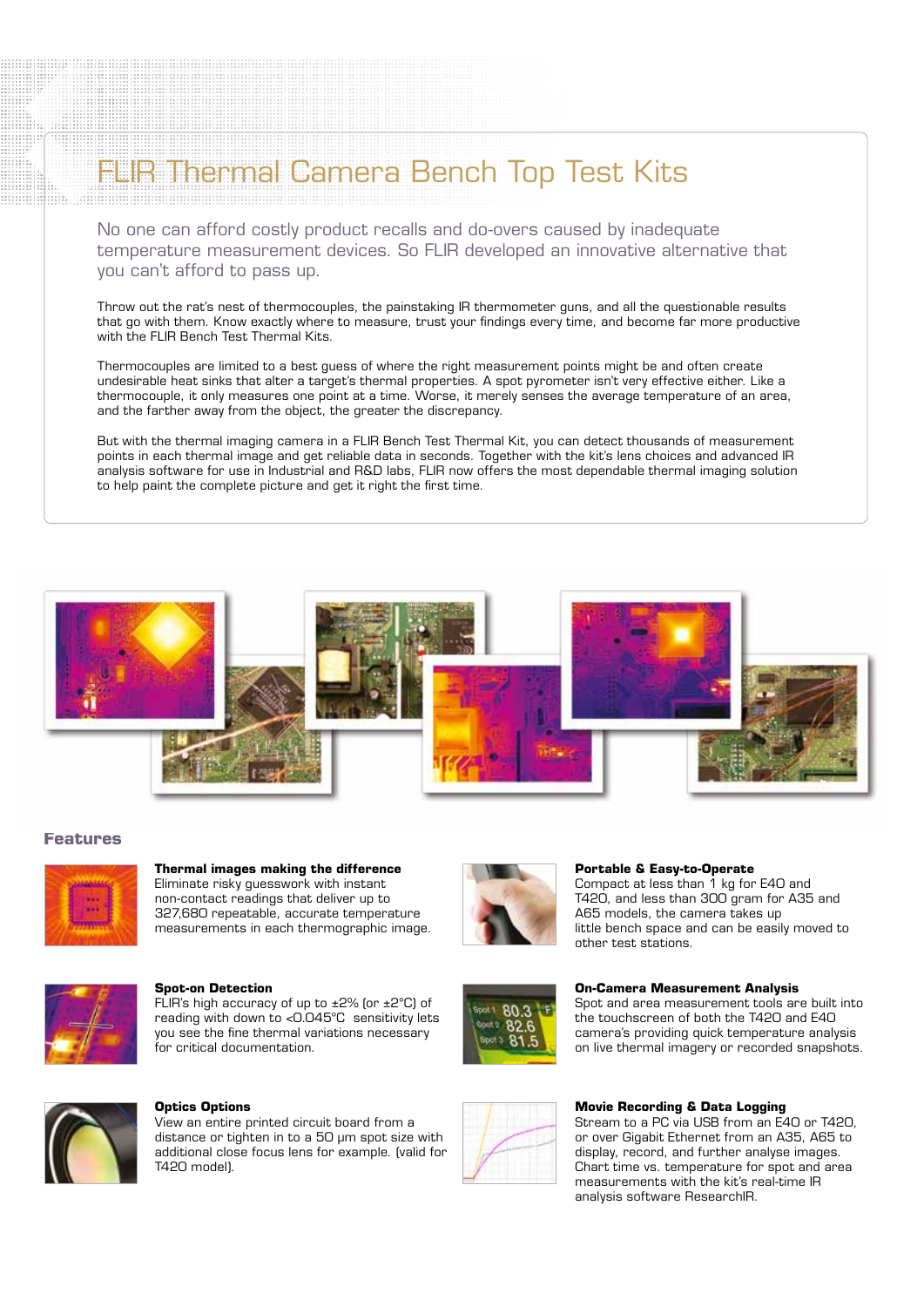# FLIR Thermal Camera Bench Top Test Kits

No one can afford costly product recalls and do-overs caused by inadequate temperature measurement devices. So FLIR developed an innovative alternative that you can't afford to pass up.

Throw out the rat's nest of thermocouples, the painstaking IR thermometer guns, and all the questionable results that go with them. Know exactly where to measure, trust your findings every time, and become far more productive with the FLIR Bench Test Thermal Kits.

Thermocouples are limited to a best guess of where the right measurement points might be and often create undesirable heat sinks that alter a target's thermal properties. A spot pyrometer isn't very effective either. Like a thermocouple, it only measures one point at a time. Worse, it merely senses the average temperature of an area, and the farther away from the object, the greater the discrepancy.

But with the thermal imaging camera in a FLIR Bench Test Thermal Kit, you can detect thousands of measurement points in each thermal image and get reliable data in seconds. Together with the kit's lens choices and advanced IR analysis software for use in Industrial and R&D labs, FLIR now offers the most dependable thermal imaging solution to help paint the complete picture and get it right the first time.

## Features

**Thermal images making the difference**
Eliminate risky guesswork with instant non-contact readings that deliver up to 327,680 repeatable, accurate temperature measurements in each thermographic image.

**Portable & Easy-to-Operate**
Compact at less than 1 kg for E40 and T420, and less than 300 gram for A35 and A65 models, the camera takes up little bench space and can be easily moved to other test stations.

**Spot-on Detection**
FLIR's high accuracy of up to ±2% (or ±2°C) of reading with down to <0.045°C sensitivity lets you see the fine thermal variations necessary for critical documentation.

**On-Camera Measurement Analysis**
Spot and area measurement tools are built into the touchscreen of both the T420 and E40 camera's providing quick temperature analysis on live thermal imagery or recorded snapshots.

**Optics Options**
View an entire printed circuit board from a distance or tighten in to a 50 µm spot size with additional close focus lens for example. (valid for T420 model).

**Movie Recording & Data Logging**
Stream to a PC via USB from an E40 or T420, or over Gigabit Ethernet from an A35, A65 to display, record, and further analyse images. Chart time vs. temperature for spot and area measurements with the kit's real-time IR analysis software ResearchIR.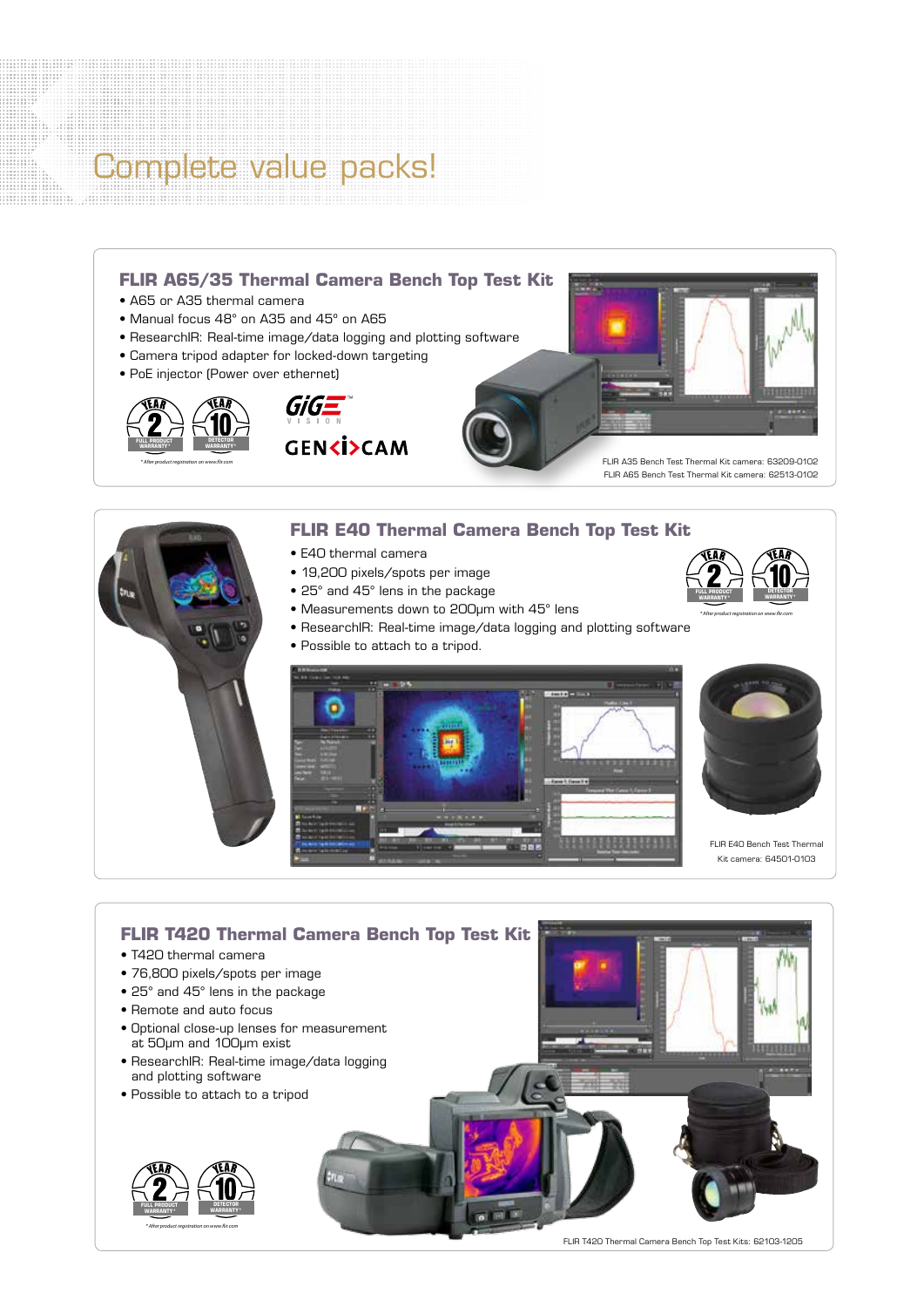# Complete value packs!

## FLIR A65/35 Thermal Camera Bench Top Test Kit

- A65 or A35 thermal camera
- Manual focus 48° on A35 and 45° on A65
- ResearchIR: Real-time image/data logging and plotting software
- Camera tripod adapter for locked-down targeting
- PoE injector (Power over ethernet)

YEAR 2 FULL PRODUCT WARRANTY* YEAR 10 DETECTOR WARRANTY*

*After product registration on www.flir.com

GiGE VISION GEN<i>CAM

FLIR A35 Bench Test Thermal Kit camera: 63209-0102
FLIR A65 Bench Test Thermal Kit camera: 62513-0102

## FLIR E40 Thermal Camera Bench Top Test Kit

- E40 thermal camera
- 19,200 pixels/spots per image
- 25° and 45° lens in the package
- Measurements down to 200µm with 45° lens
- ResearchIR: Real-time image/data logging and plotting software
- Possible to attach to a tripod.

YEAR 2 FULL PRODUCT WARRANTY* YEAR 10 DETECTOR WARRANTY*

*After product registration on www.flir.com

FLIR E40 Bench Test Thermal Kit camera: 64501-0103

## FLIR T420 Thermal Camera Bench Top Test Kit

- T420 thermal camera
- 76,800 pixels/spots per image
- 25° and 45° lens in the package
- Remote and auto focus
- Optional close-up lenses for measurement at 50µm and 100µm exist
- ResearchIR: Real-time image/data logging and plotting software
- Possible to attach to a tripod

YEAR 2 FULL PRODUCT WARRANTY* YEAR 10 DETECTOR WARRANTY*

*After product registration on www.flir.com

FLIR T420 Thermal Camera Bench Top Test Kits: 62103-1205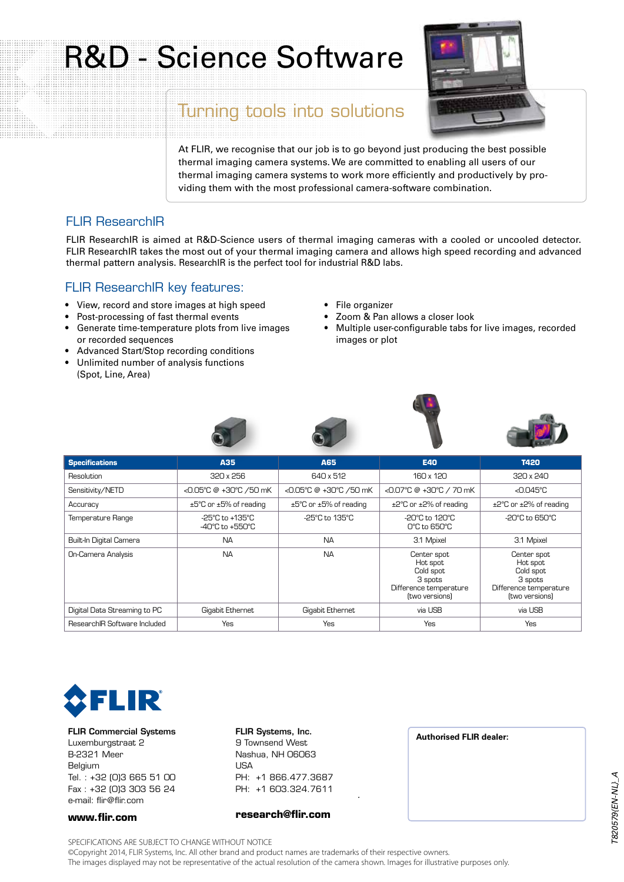# R&D - Science Software

## Turning tools into solutions

At FLIR, we recognise that our job is to go beyond just producing the best possible thermal imaging camera systems. We are committed to enabling all users of our thermal imaging camera systems to work more efficiently and productively by providing them with the most professional camera-software combination.

## FLIR ResearchIR

FLIR ResearchIR is aimed at R&D-Science users of thermal imaging cameras with a cooled or uncooled detector. FLIR ResearchIR takes the most out of your thermal imaging camera and allows high speed recording and advanced thermal pattern analysis. ResearchIR is the perfect tool for industrial R&D labs.

## FLIR ResearchIR key features:

- View, record and store images at high speed
- Post-processing of fast thermal events
- Generate time-temperature plots from live images or recorded sequences
- Advanced Start/Stop recording conditions
- Unlimited number of analysis functions (Spot, Line, Area)
- File organizer
- Zoom & Pan allows a closer look
- Multiple user-configurable tabs for live images, recorded images or plot

| Specifications | A35 | A65 | E40 | T420 |
|---|---|---|---|---|
| Resolution | 320 x 256 | 640 x 512 | 160 x 120 | 320 x 240 |
| Sensitivity/NETD | <0.05°C @ +30°C /50 mK | <0.05°C @ +30°C /50 mK | <0.07°C @ +30°C / 70 mK | <0.045°C |
| Accuracy | ±5°C or ±5% of reading | ±5°C or ±5% of reading | ±2°C or ±2% of reading | ±2°C or ±2% of reading |
| Temperature Range | -25°C to +135°C<br>-40°C to +550°C | -25°C to 135°C | -20°C to 120°C<br>0°C to 650°C | -20°C to 650°C |
| Built-In Digital Camera | NA | NA | 3.1 Mpixel | 3.1 Mpixel |
| On-Camera Analysis | NA | NA | Center spot<br>Hot spot<br>Cold spot<br>3 spots<br>Difference temperature (two versions) | Center spot<br>Hot spot<br>Cold spot<br>3 spots<br>Difference temperature (two versions) |
| Digital Data Streaming to PC | Gigabit Ethernet | Gigabit Ethernet | via USB | via USB |
| ResearchIR Software Included | Yes | Yes | Yes | Yes |

FLIR

**FLIR Commercial Systems**
Luxemburgstraat 2
B-2321 Meer
Belgium
Tel. : +32 (0)3 665 51 00
Fax : +32 (0)3 303 56 24
e-mail: flir@flir.com

**www.flir.com**

**FLIR Systems, Inc.**
9 Townsend West
Nashua, NH 06063
USA
PH: +1 866.477.3687
PH: +1 603.324.7611

**research@flir.com**

**Authorised FLIR dealer:**

T820579{EN-NL}_A

SPECIFICATIONS ARE SUBJECT TO CHANGE WITHOUT NOTICE
©Copyright 2014, FLIR Systems, Inc. All other brand and product names are trademarks of their respective owners.
The images displayed may not be representative of the actual resolution of the camera shown. Images for illustrative purposes only.